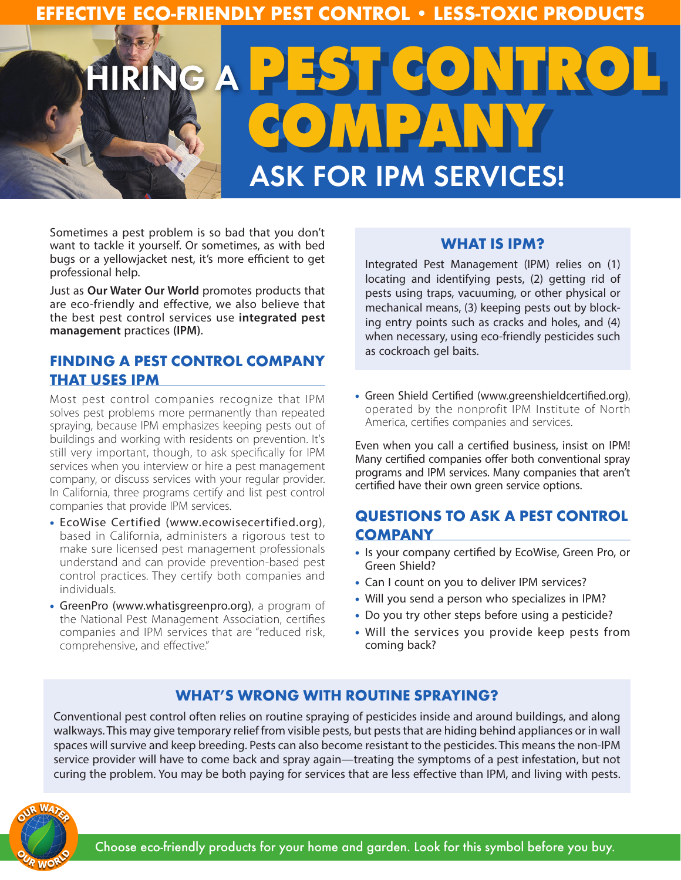EFFECTIVE ECO-FRIENDLY PEST CONTROL • LESS-TOXIC PRODUCTS

# HIRING A PEST CONTROL COMPANY

## ASK FOR IPM SERVICES!

Sometimes a pest problem is so bad that you don't want to tackle it yourself. Or sometimes, as with bed bugs or a yellowjacket nest, it's more efficient to get professional help.

Just as **Our Water Our World** promotes products that are eco-friendly and effective, we also believe that the best pest control services use **integrated pest management** practices **(IPM)**.

### FINDING A PEST CONTROL COMPANY THAT USES IPM

Most pest control companies recognize that IPM solves pest problems more permanently than repeated spraying, because IPM emphasizes keeping pests out of buildings and working with residents on prevention. It's still very important, though, to ask specifically for IPM services when you interview or hire a pest management company, or discuss services with your regular provider. In California, three programs certify and list pest control companies that provide IPM services.

- EcoWise Certified (www.ecowisecertified.org), based in California, administers a rigorous test to make sure licensed pest management professionals understand and can provide prevention-based pest control practices. They certify both companies and individuals.
- GreenPro (www.whatisgreenpro.org), a program of the National Pest Management Association, certifies companies and IPM services that are "reduced risk, comprehensive, and effective."
- Green Shield Certified (www.greenshieldcertified.org), operated by the nonprofit IPM Institute of North America, certifies companies and services.

Even when you call a certified business, insist on IPM! Many certified companies offer both conventional spray programs and IPM services. Many companies that aren't certified have their own green service options.

### WHAT IS IPM?

Integrated Pest Management (IPM) relies on (1) locating and identifying pests, (2) getting rid of pests using traps, vacuuming, or other physical or mechanical means, (3) keeping pests out by blocking entry points such as cracks and holes, and (4) when necessary, using eco-friendly pesticides such as cockroach gel baits.

### QUESTIONS TO ASK A PEST CONTROL COMPANY

- Is your company certified by EcoWise, Green Pro, or Green Shield?
- Can I count on you to deliver IPM services?
- Will you send a person who specializes in IPM?
- Do you try other steps before using a pesticide?
- Will the services you provide keep pests from coming back?

### WHAT'S WRONG WITH ROUTINE SPRAYING?

Conventional pest control often relies on routine spraying of pesticides inside and around buildings, and along walkways. This may give temporary relief from visible pests, but pests that are hiding behind appliances or in wall spaces will survive and keep breeding. Pests can also become resistant to the pesticides. This means the non-IPM service provider will have to come back and spray again—treating the symptoms of a pest infestation, but not curing the problem. You may be both paying for services that are less effective than IPM, and living with pests.

OUR WATER OUR WORLD

Choose eco-friendly products for your home and garden. Look for this symbol before you buy.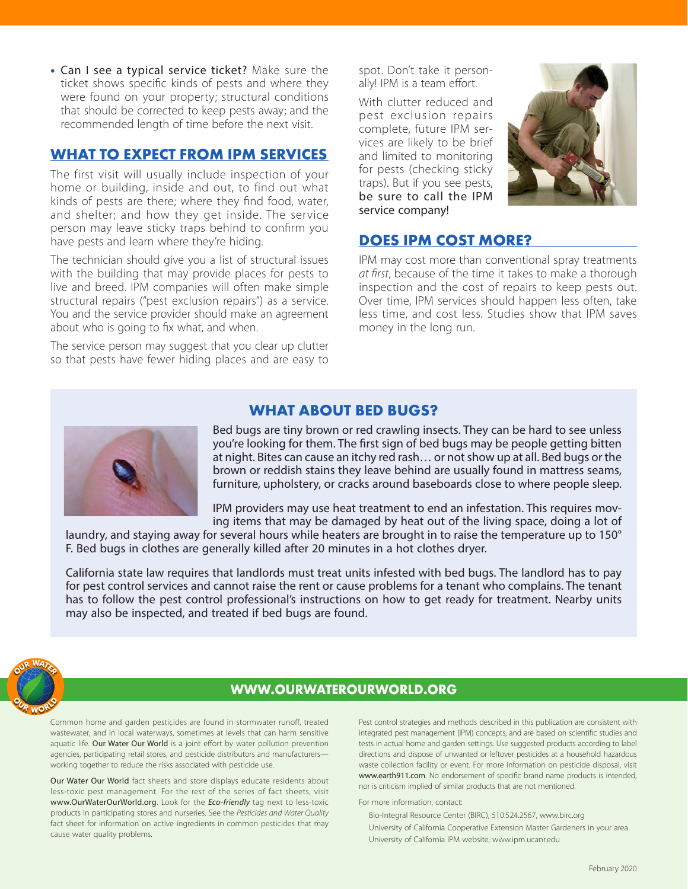- **Can I see a typical service ticket?** Make sure the ticket shows specific kinds of pests and where they were found on your property; structural conditions that should be corrected to keep pests away; and the recommended length of time before the next visit.

## WHAT TO EXPECT FROM IPM SERVICES

The first visit will usually include inspection of your home or building, inside and out, to find out what kinds of pests are there; where they find food, water, and shelter; and how they get inside. The service person may leave sticky traps behind to confirm you have pests and learn where they're hiding.

The technician should give you a list of structural issues with the building that may provide places for pests to live and breed. IPM companies will often make simple structural repairs ("pest exclusion repairs") as a service. You and the service provider should make an agreement about who is going to fix what, and when.

The service person may suggest that you clear up clutter so that pests have fewer hiding places and are easy to spot. Don't take it personally! IPM is a team effort.

With clutter reduced and pest exclusion repairs complete, future IPM services are likely to be brief and limited to monitoring for pests (checking sticky traps). But if you see pests, **be sure to call the IPM service company!**

## DOES IPM COST MORE?

IPM may cost more than conventional spray treatments *at first*, because of the time it takes to make a thorough inspection and the cost of repairs to keep pests out. Over time, IPM services should happen less often, take less time, and cost less. Studies show that IPM saves money in the long run.

## WHAT ABOUT BED BUGS?

Bed bugs are tiny brown or red crawling insects. They can be hard to see unless you're looking for them. The first sign of bed bugs may be people getting bitten at night. Bites can cause an itchy red rash… or not show up at all. Bed bugs or the brown or reddish stains they leave behind are usually found in mattress seams, furniture, upholstery, or cracks around baseboards close to where people sleep.

IPM providers may use heat treatment to end an infestation. This requires moving items that may be damaged by heat out of the living space, doing a lot of laundry, and staying away for several hours while heaters are brought in to raise the temperature up to 150° F. Bed bugs in clothes are generally killed after 20 minutes in a hot clothes dryer.

California state law requires that landlords must treat units infested with bed bugs. The landlord has to pay for pest control services and cannot raise the rent or cause problems for a tenant who complains. The tenant has to follow the pest control professional's instructions on how to get ready for treatment. Nearby units may also be inspected, and treated if bed bugs are found.

**WWW.OURWATEROURWORLD.ORG**

Common home and garden pesticides are found in stormwater runoff, treated wastewater, and in local waterways, sometimes at levels that can harm sensitive aquatic life. Our Water Our World is a joint effort by water pollution prevention agencies, participating retail stores, and pesticide distributors and manufacturers—working together to reduce the risks associated with pesticide use.

Our Water Our World fact sheets and store displays educate residents about less-toxic pest management. For the rest of the series of fact sheets, visit www.OurWaterOurWorld.org. Look for the ***Eco-friendly*** tag next to less-toxic products in participating stores and nurseries. See the *Pesticides and Water Quality* fact sheet for information on active ingredients in common pesticides that may cause water quality problems.

Pest control strategies and methods described in this publication are consistent with integrated pest management (IPM) concepts, and are based on scientific studies and tests in actual home and garden settings. Use suggested products according to label directions and dispose of unwanted or leftover pesticides at a household hazardous waste collection facility or event. For more information on pesticide disposal, visit www.earth911.com. No endorsement of specific brand name products is intended, nor is criticism implied of similar products that are not mentioned.

For more information, contact:

Bio-Integral Resource Center (BIRC), 510.524.2567, www.birc.org
University of California Cooperative Extension Master Gardeners in your area
University of California IPM website, www.ipm.ucanr.edu

February 2020